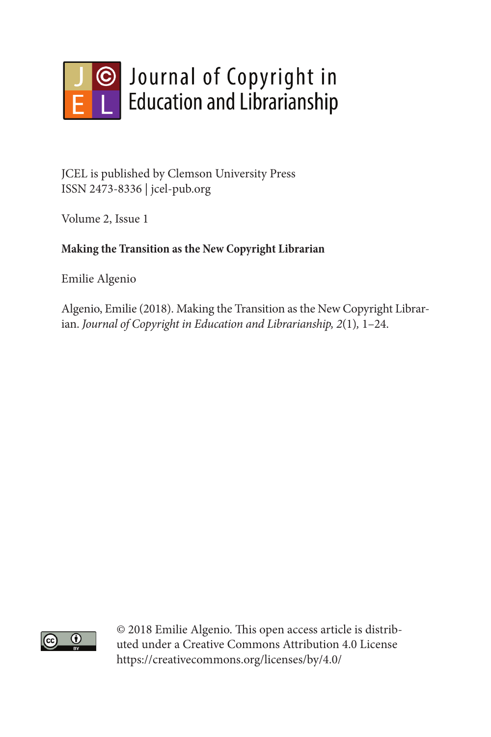# Journal of Copyright in Education and Librarianship

JCEL is published by Clemson University Press
ISSN 2473-8336 | jcel-pub.org

Volume 2, Issue 1

**Making the Transition as the New Copyright Librarian**

Emilie Algenio

Algenio, Emilie (2018). Making the Transition as the New Copyright Librarian. *Journal of Copyright in Education and Librarianship, 2*(1), 1–24.

© 2018 Emilie Algenio. This open access article is distributed under a Creative Commons Attribution 4.0 License https://creativecommons.org/licenses/by/4.0/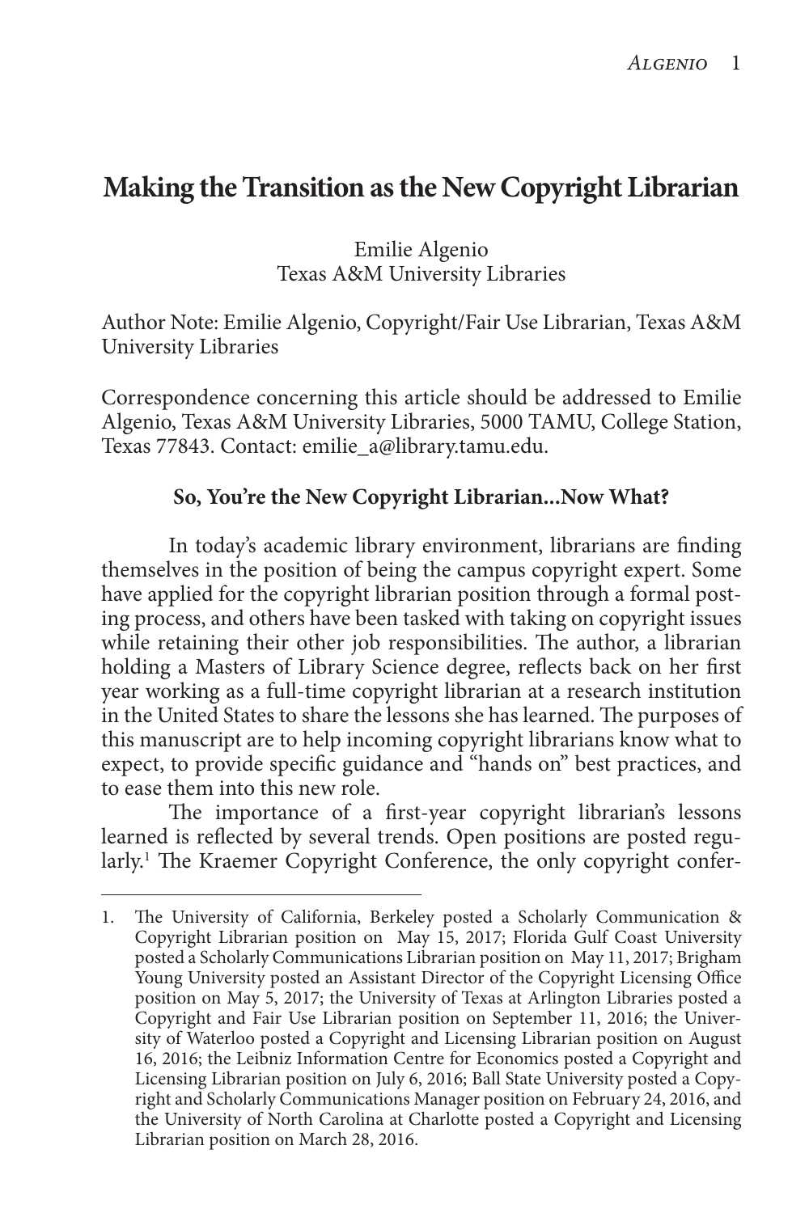# Making the Transition as the New Copyright Librarian

Emilie Algenio
Texas A&M University Libraries

Author Note: Emilie Algenio, Copyright/Fair Use Librarian, Texas A&M University Libraries

Correspondence concerning this article should be addressed to Emilie Algenio, Texas A&M University Libraries, 5000 TAMU, College Station, Texas 77843. Contact: emilie_a@library.tamu.edu.

**So, You're the New Copyright Librarian...Now What?**

In today's academic library environment, librarians are finding themselves in the position of being the campus copyright expert. Some have applied for the copyright librarian position through a formal posting process, and others have been tasked with taking on copyright issues while retaining their other job responsibilities. The author, a librarian holding a Masters of Library Science degree, reflects back on her first year working as a full-time copyright librarian at a research institution in the United States to share the lessons she has learned. The purposes of this manuscript are to help incoming copyright librarians know what to expect, to provide specific guidance and "hands on" best practices, and to ease them into this new role.

The importance of a first-year copyright librarian's lessons learned is reflected by several trends. Open positions are posted regularly.[1] The Kraemer Copyright Conference, the only copyright confer-

---

1. The University of California, Berkeley posted a Scholarly Communication & Copyright Librarian position on May 15, 2017; Florida Gulf Coast University posted a Scholarly Communications Librarian position on May 11, 2017; Brigham Young University posted an Assistant Director of the Copyright Licensing Office position on May 5, 2017; the University of Texas at Arlington Libraries posted a Copyright and Fair Use Librarian position on September 11, 2016; the University of Waterloo posted a Copyright and Licensing Librarian position on August 16, 2016; the Leibniz Information Centre for Economics posted a Copyright and Licensing Librarian position on July 6, 2016; Ball State University posted a Copyright and Scholarly Communications Manager position on February 24, 2016, and the University of North Carolina at Charlotte posted a Copyright and Licensing Librarian position on March 28, 2016.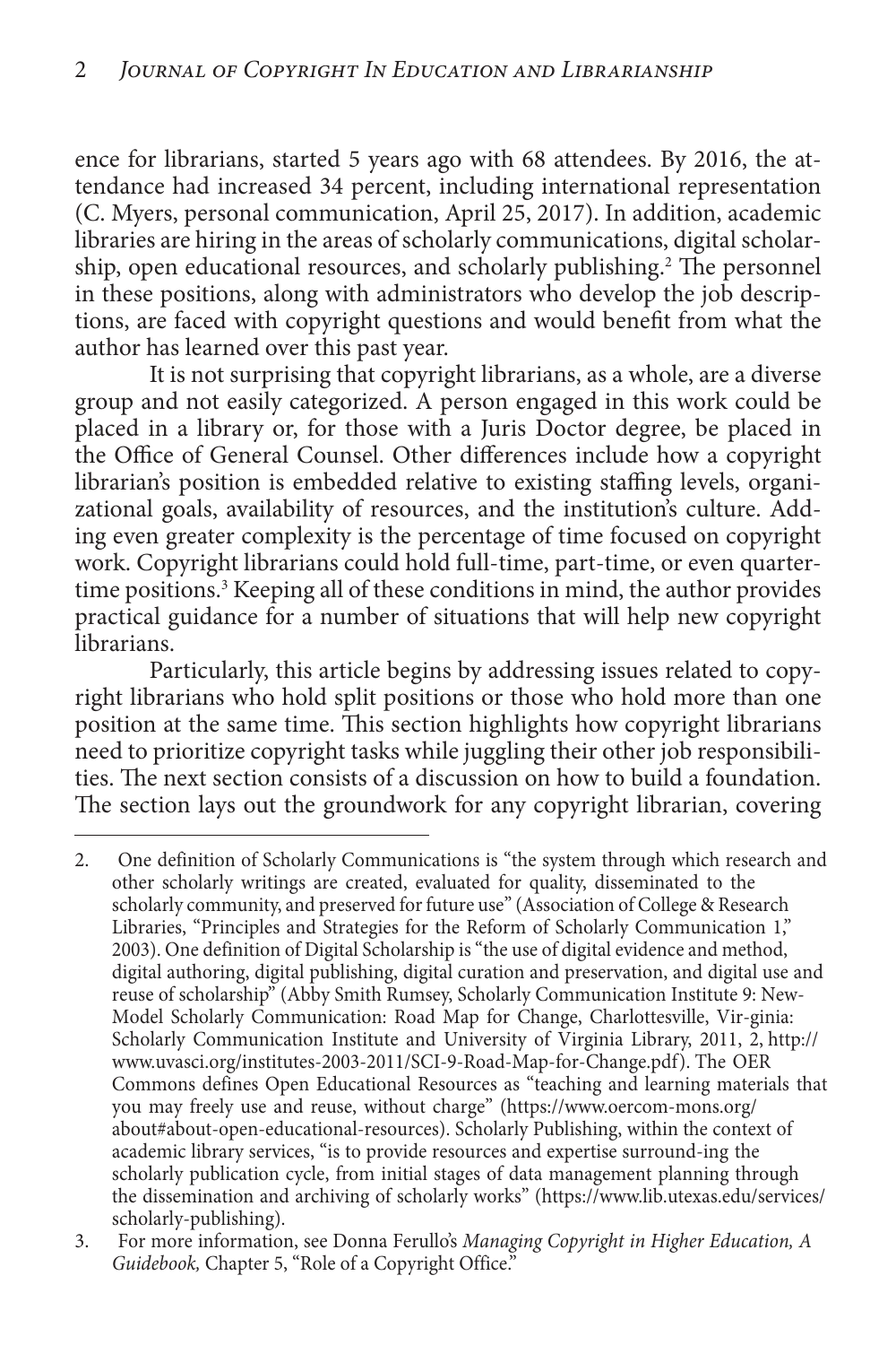ence for librarians, started 5 years ago with 68 attendees. By 2016, the attendance had increased 34 percent, including international representation (C. Myers, personal communication, April 25, 2017). In addition, academic libraries are hiring in the areas of scholarly communications, digital scholarship, open educational resources, and scholarly publishing.[2] The personnel in these positions, along with administrators who develop the job descriptions, are faced with copyright questions and would benefit from what the author has learned over this past year.

It is not surprising that copyright librarians, as a whole, are a diverse group and not easily categorized. A person engaged in this work could be placed in a library or, for those with a Juris Doctor degree, be placed in the Office of General Counsel. Other differences include how a copyright librarian's position is embedded relative to existing staffing levels, organizational goals, availability of resources, and the institution's culture. Adding even greater complexity is the percentage of time focused on copyright work. Copyright librarians could hold full-time, part-time, or even quarter-time positions.[3] Keeping all of these conditions in mind, the author provides practical guidance for a number of situations that will help new copyright librarians.

Particularly, this article begins by addressing issues related to copyright librarians who hold split positions or those who hold more than one position at the same time. This section highlights how copyright librarians need to prioritize copyright tasks while juggling their other job responsibilities. The next section consists of a discussion on how to build a foundation. The section lays out the groundwork for any copyright librarian, covering

---

2. One definition of Scholarly Communications is "the system through which research and other scholarly writings are created, evaluated for quality, disseminated to the scholarly community, and preserved for future use" (Association of College & Research Libraries, "Principles and Strategies for the Reform of Scholarly Communication 1," 2003). One definition of Digital Scholarship is "the use of digital evidence and method, digital authoring, digital publishing, digital curation and preservation, and digital use and reuse of scholarship" (Abby Smith Rumsey, Scholarly Communication Institute 9: New-Model Scholarly Communication: Road Map for Change, Charlottesville, Vir-ginia: Scholarly Communication Institute and University of Virginia Library, 2011, 2, http://www.uvasci.org/institutes-2003-2011/SCI-9-Road-Map-for-Change.pdf). The OER Commons defines Open Educational Resources as "teaching and learning materials that you may freely use and reuse, without charge" (https://www.oercom-mons.org/about#about-open-educational-resources). Scholarly Publishing, within the context of academic library services, "is to provide resources and expertise surround-ing the scholarly publication cycle, from initial stages of data management planning through the dissemination and archiving of scholarly works" (https://www.lib.utexas.edu/services/scholarly-publishing).

3. For more information, see Donna Ferullo's *Managing Copyright in Higher Education, A Guidebook,* Chapter 5, "Role of a Copyright Office."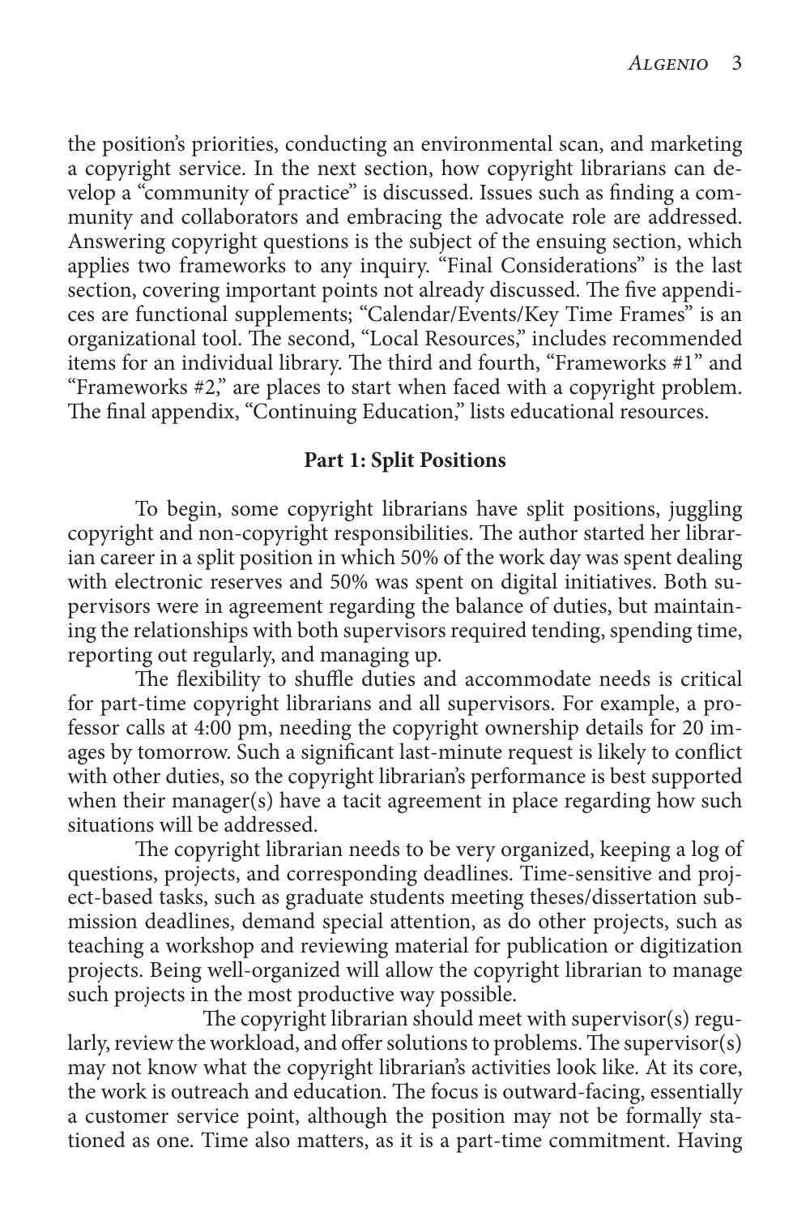the position's priorities, conducting an environmental scan, and marketing a copyright service. In the next section, how copyright librarians can develop a "community of practice" is discussed. Issues such as finding a community and collaborators and embracing the advocate role are addressed. Answering copyright questions is the subject of the ensuing section, which applies two frameworks to any inquiry. "Final Considerations" is the last section, covering important points not already discussed. The five appendices are functional supplements; "Calendar/Events/Key Time Frames" is an organizational tool. The second, "Local Resources," includes recommended items for an individual library. The third and fourth, "Frameworks #1" and "Frameworks #2," are places to start when faced with a copyright problem. The final appendix, "Continuing Education," lists educational resources.

## Part 1: Split Positions

To begin, some copyright librarians have split positions, juggling copyright and non-copyright responsibilities. The author started her librarian career in a split position in which 50% of the work day was spent dealing with electronic reserves and 50% was spent on digital initiatives. Both supervisors were in agreement regarding the balance of duties, but maintaining the relationships with both supervisors required tending, spending time, reporting out regularly, and managing up.

The flexibility to shuffle duties and accommodate needs is critical for part-time copyright librarians and all supervisors. For example, a professor calls at 4:00 pm, needing the copyright ownership details for 20 images by tomorrow. Such a significant last-minute request is likely to conflict with other duties, so the copyright librarian's performance is best supported when their manager(s) have a tacit agreement in place regarding how such situations will be addressed.

The copyright librarian needs to be very organized, keeping a log of questions, projects, and corresponding deadlines. Time-sensitive and project-based tasks, such as graduate students meeting theses/dissertation submission deadlines, demand special attention, as do other projects, such as teaching a workshop and reviewing material for publication or digitization projects. Being well-organized will allow the copyright librarian to manage such projects in the most productive way possible.

The copyright librarian should meet with supervisor(s) regularly, review the workload, and offer solutions to problems. The supervisor(s) may not know what the copyright librarian's activities look like. At its core, the work is outreach and education. The focus is outward-facing, essentially a customer service point, although the position may not be formally stationed as one. Time also matters, as it is a part-time commitment. Having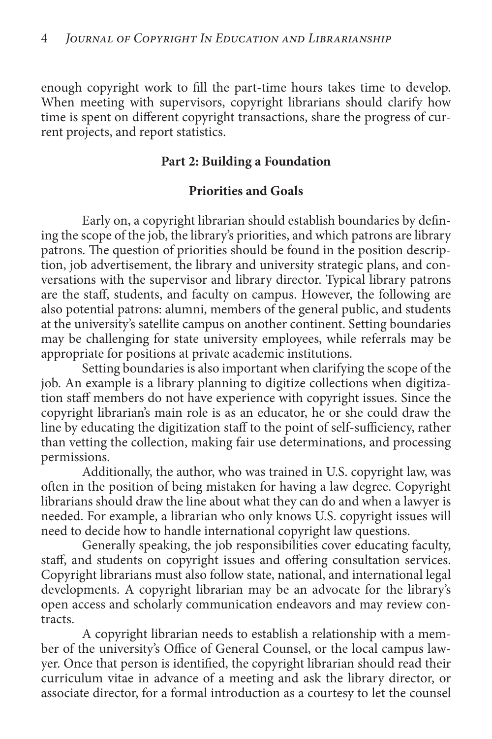enough copyright work to fill the part-time hours takes time to develop. When meeting with supervisors, copyright librarians should clarify how time is spent on different copyright transactions, share the progress of current projects, and report statistics.

## Part 2: Building a Foundation

### Priorities and Goals

Early on, a copyright librarian should establish boundaries by defining the scope of the job, the library's priorities, and which patrons are library patrons. The question of priorities should be found in the position description, job advertisement, the library and university strategic plans, and conversations with the supervisor and library director. Typical library patrons are the staff, students, and faculty on campus. However, the following are also potential patrons: alumni, members of the general public, and students at the university's satellite campus on another continent. Setting boundaries may be challenging for state university employees, while referrals may be appropriate for positions at private academic institutions.

Setting boundaries is also important when clarifying the scope of the job. An example is a library planning to digitize collections when digitization staff members do not have experience with copyright issues. Since the copyright librarian's main role is as an educator, he or she could draw the line by educating the digitization staff to the point of self-sufficiency, rather than vetting the collection, making fair use determinations, and processing permissions.

Additionally, the author, who was trained in U.S. copyright law, was often in the position of being mistaken for having a law degree. Copyright librarians should draw the line about what they can do and when a lawyer is needed. For example, a librarian who only knows U.S. copyright issues will need to decide how to handle international copyright law questions.

Generally speaking, the job responsibilities cover educating faculty, staff, and students on copyright issues and offering consultation services. Copyright librarians must also follow state, national, and international legal developments. A copyright librarian may be an advocate for the library's open access and scholarly communication endeavors and may review contracts.

A copyright librarian needs to establish a relationship with a member of the university's Office of General Counsel, or the local campus lawyer. Once that person is identified, the copyright librarian should read their curriculum vitae in advance of a meeting and ask the library director, or associate director, for a formal introduction as a courtesy to let the counsel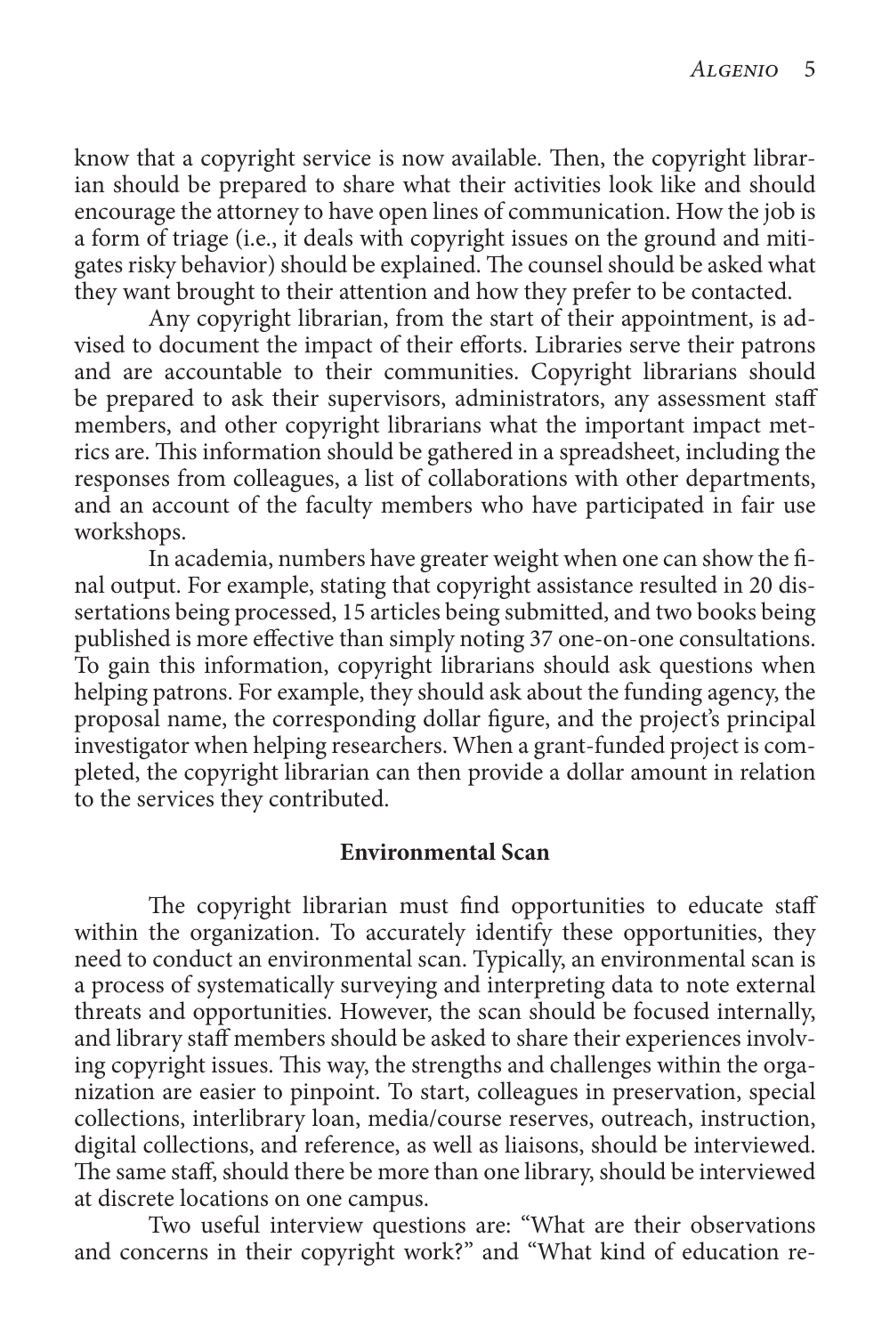know that a copyright service is now available. Then, the copyright librarian should be prepared to share what their activities look like and should encourage the attorney to have open lines of communication. How the job is a form of triage (i.e., it deals with copyright issues on the ground and mitigates risky behavior) should be explained. The counsel should be asked what they want brought to their attention and how they prefer to be contacted.

Any copyright librarian, from the start of their appointment, is advised to document the impact of their efforts. Libraries serve their patrons and are accountable to their communities. Copyright librarians should be prepared to ask their supervisors, administrators, any assessment staff members, and other copyright librarians what the important impact metrics are. This information should be gathered in a spreadsheet, including the responses from colleagues, a list of collaborations with other departments, and an account of the faculty members who have participated in fair use workshops.

In academia, numbers have greater weight when one can show the final output. For example, stating that copyright assistance resulted in 20 dissertations being processed, 15 articles being submitted, and two books being published is more effective than simply noting 37 one-on-one consultations. To gain this information, copyright librarians should ask questions when helping patrons. For example, they should ask about the funding agency, the proposal name, the corresponding dollar figure, and the project's principal investigator when helping researchers. When a grant-funded project is completed, the copyright librarian can then provide a dollar amount in relation to the services they contributed.

## Environmental Scan

The copyright librarian must find opportunities to educate staff within the organization. To accurately identify these opportunities, they need to conduct an environmental scan. Typically, an environmental scan is a process of systematically surveying and interpreting data to note external threats and opportunities. However, the scan should be focused internally, and library staff members should be asked to share their experiences involving copyright issues. This way, the strengths and challenges within the organization are easier to pinpoint. To start, colleagues in preservation, special collections, interlibrary loan, media/course reserves, outreach, instruction, digital collections, and reference, as well as liaisons, should be interviewed. The same staff, should there be more than one library, should be interviewed at discrete locations on one campus.

Two useful interview questions are: "What are their observations and concerns in their copyright work?" and "What kind of education re-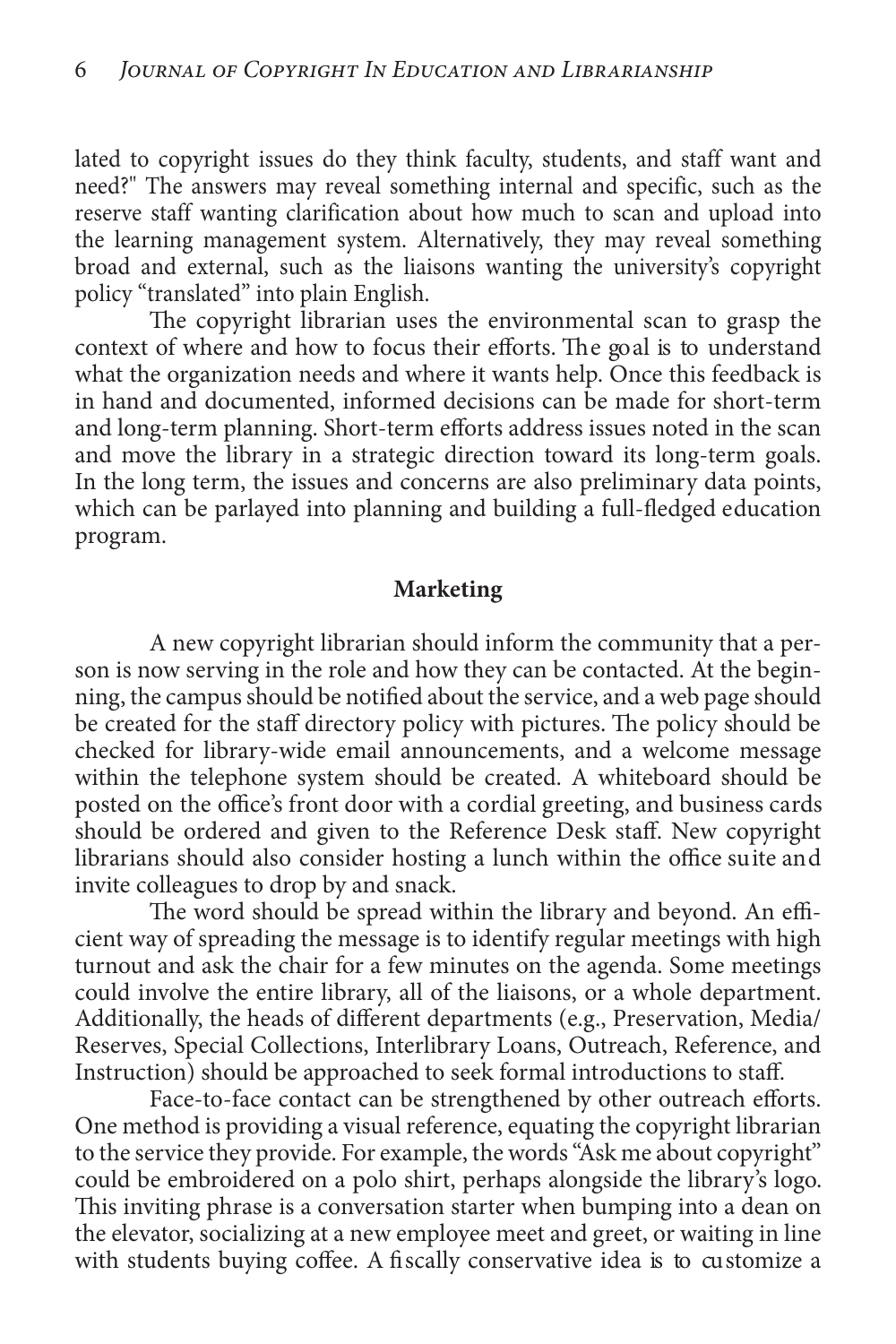lated to copyright issues do they think faculty, students, and staff want and need?" The answers may reveal something internal and specific, such as the reserve staff wanting clarification about how much to scan and upload into the learning management system. Alternatively, they may reveal something broad and external, such as the liaisons wanting the university's copyright policy "translated" into plain English.

The copyright librarian uses the environmental scan to grasp the context of where and how to focus their efforts. The goal is to understand what the organization needs and where it wants help. Once this feedback is in hand and documented, informed decisions can be made for short-term and long-term planning. Short-term efforts address issues noted in the scan and move the library in a strategic direction toward its long-term goals. In the long term, the issues and concerns are also preliminary data points, which can be parlayed into planning and building a full-fledged education program.

## Marketing

A new copyright librarian should inform the community that a person is now serving in the role and how they can be contacted. At the beginning, the campus should be notified about the service, and a web page should be created for the staff directory policy with pictures. The policy should be checked for library-wide email announcements, and a welcome message within the telephone system should be created. A whiteboard should be posted on the office's front door with a cordial greeting, and business cards should be ordered and given to the Reference Desk staff. New copyright librarians should also consider hosting a lunch within the office suite and invite colleagues to drop by and snack.

The word should be spread within the library and beyond. An efficient way of spreading the message is to identify regular meetings with high turnout and ask the chair for a few minutes on the agenda. Some meetings could involve the entire library, all of the liaisons, or a whole department. Additionally, the heads of different departments (e.g., Preservation, Media/Reserves, Special Collections, Interlibrary Loans, Outreach, Reference, and Instruction) should be approached to seek formal introductions to staff.

Face-to-face contact can be strengthened by other outreach efforts. One method is providing a visual reference, equating the copyright librarian to the service they provide. For example, the words "Ask me about copyright" could be embroidered on a polo shirt, perhaps alongside the library's logo. This inviting phrase is a conversation starter when bumping into a dean on the elevator, socializing at a new employee meet and greet, or waiting in line with students buying coffee. A fiscally conservative idea is to customize a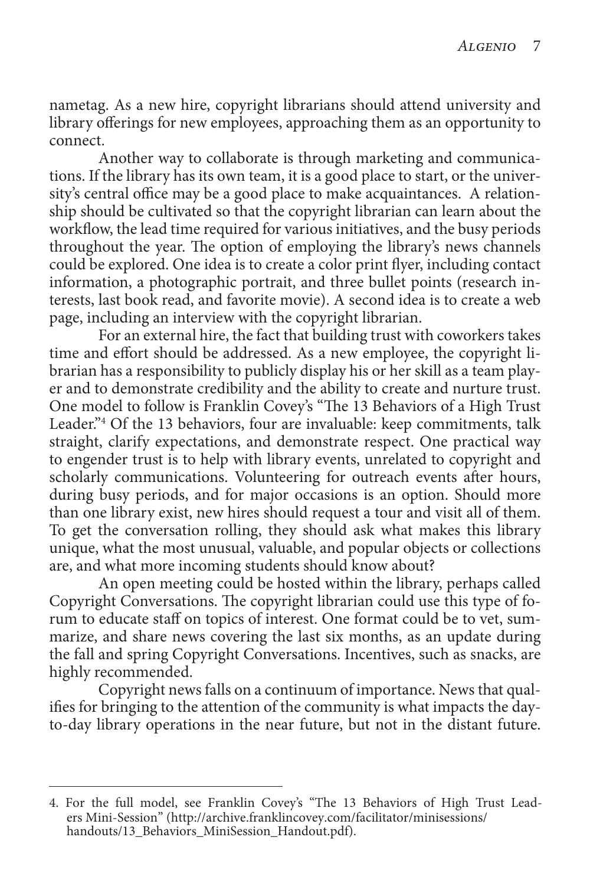nametag. As a new hire, copyright librarians should attend university and library offerings for new employees, approaching them as an opportunity to connect.

Another way to collaborate is through marketing and communications. If the library has its own team, it is a good place to start, or the university's central office may be a good place to make acquaintances. A relationship should be cultivated so that the copyright librarian can learn about the workflow, the lead time required for various initiatives, and the busy periods throughout the year. The option of employing the library's news channels could be explored. One idea is to create a color print flyer, including contact information, a photographic portrait, and three bullet points (research interests, last book read, and favorite movie). A second idea is to create a web page, including an interview with the copyright librarian.

For an external hire, the fact that building trust with coworkers takes time and effort should be addressed. As a new employee, the copyright librarian has a responsibility to publicly display his or her skill as a team player and to demonstrate credibility and the ability to create and nurture trust. One model to follow is Franklin Covey's "The 13 Behaviors of a High Trust Leader."[4] Of the 13 behaviors, four are invaluable: keep commitments, talk straight, clarify expectations, and demonstrate respect. One practical way to engender trust is to help with library events, unrelated to copyright and scholarly communications. Volunteering for outreach events after hours, during busy periods, and for major occasions is an option. Should more than one library exist, new hires should request a tour and visit all of them. To get the conversation rolling, they should ask what makes this library unique, what the most unusual, valuable, and popular objects or collections are, and what more incoming students should know about?

An open meeting could be hosted within the library, perhaps called Copyright Conversations. The copyright librarian could use this type of forum to educate staff on topics of interest. One format could be to vet, summarize, and share news covering the last six months, as an update during the fall and spring Copyright Conversations. Incentives, such as snacks, are highly recommended.

Copyright news falls on a continuum of importance. News that qualifies for bringing to the attention of the community is what impacts the day-to-day library operations in the near future, but not in the distant future.

---

4. For the full model, see Franklin Covey's "The 13 Behaviors of High Trust Leaders Mini-Session" (http://archive.franklincovey.com/facilitator/minisessions/handouts/13_Behaviors_MiniSession_Handout.pdf).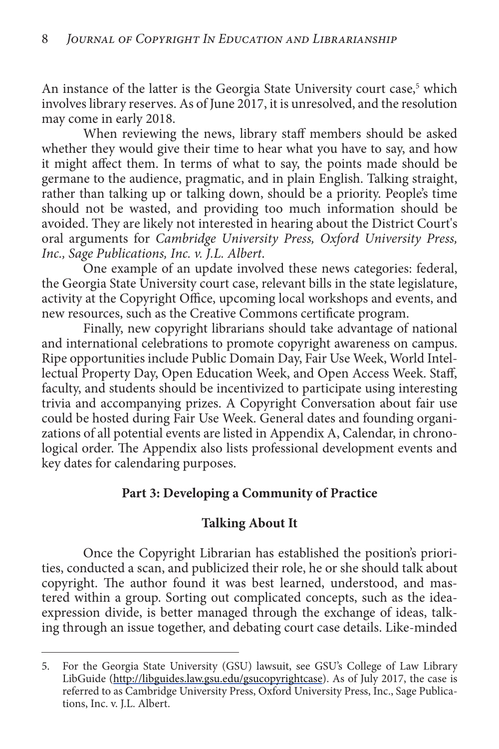An instance of the latter is the Georgia State University court case,[5] which involves library reserves. As of June 2017, it is unresolved, and the resolution may come in early 2018.

When reviewing the news, library staff members should be asked whether they would give their time to hear what you have to say, and how it might affect them. In terms of what to say, the points made should be germane to the audience, pragmatic, and in plain English. Talking straight, rather than talking up or talking down, should be a priority. People's time should not be wasted, and providing too much information should be avoided. They are likely not interested in hearing about the District Court's oral arguments for *Cambridge University Press, Oxford University Press, Inc., Sage Publications, Inc. v. J.L. Albert.*

One example of an update involved these news categories: federal, the Georgia State University court case, relevant bills in the state legislature, activity at the Copyright Office, upcoming local workshops and events, and new resources, such as the Creative Commons certificate program.

Finally, new copyright librarians should take advantage of national and international celebrations to promote copyright awareness on campus. Ripe opportunities include Public Domain Day, Fair Use Week, World Intellectual Property Day, Open Education Week, and Open Access Week. Staff, faculty, and students should be incentivized to participate using interesting trivia and accompanying prizes. A Copyright Conversation about fair use could be hosted during Fair Use Week. General dates and founding organizations of all potential events are listed in Appendix A, Calendar, in chronological order. The Appendix also lists professional development events and key dates for calendaring purposes.

## Part 3: Developing a Community of Practice

### Talking About It

Once the Copyright Librarian has established the position's priorities, conducted a scan, and publicized their role, he or she should talk about copyright. The author found it was best learned, understood, and mastered within a group. Sorting out complicated concepts, such as the idea-expression divide, is better managed through the exchange of ideas, talking through an issue together, and debating court case details. Like-minded

---

5. For the Georgia State University (GSU) lawsuit, see GSU's College of Law Library LibGuide (http://libguides.law.gsu.edu/gsucopyrightcase). As of July 2017, the case is referred to as Cambridge University Press, Oxford University Press, Inc., Sage Publications, Inc. v. J.L. Albert.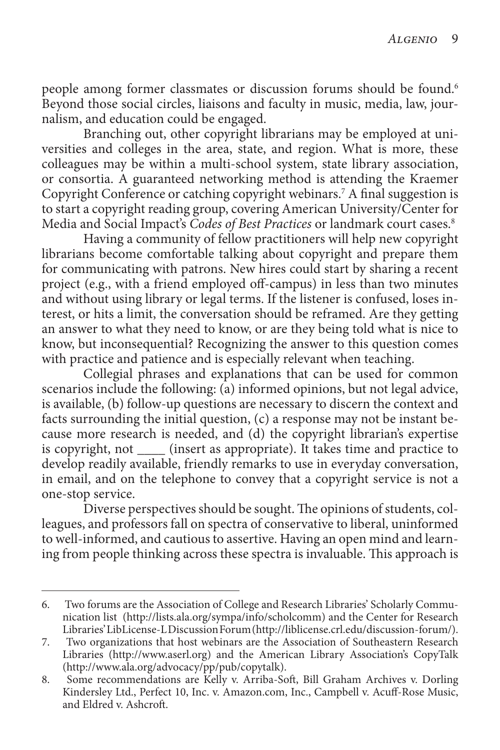people among former classmates or discussion forums should be found.[6] Beyond those social circles, liaisons and faculty in music, media, law, journalism, and education could be engaged.

Branching out, other copyright librarians may be employed at universities and colleges in the area, state, and region. What is more, these colleagues may be within a multi-school system, state library association, or consortia. A guaranteed networking method is attending the Kraemer Copyright Conference or catching copyright webinars.[7] A final suggestion is to start a copyright reading group, covering American University/Center for Media and Social Impact's *Codes of Best Practices* or landmark court cases.[8]

Having a community of fellow practitioners will help new copyright librarians become comfortable talking about copyright and prepare them for communicating with patrons. New hires could start by sharing a recent project (e.g., with a friend employed off-campus) in less than two minutes and without using library or legal terms. If the listener is confused, loses interest, or hits a limit, the conversation should be reframed. Are they getting an answer to what they need to know, or are they being told what is nice to know, but inconsequential? Recognizing the answer to this question comes with practice and patience and is especially relevant when teaching.

Collegial phrases and explanations that can be used for common scenarios include the following: (a) informed opinions, but not legal advice, is available, (b) follow-up questions are necessary to discern the context and facts surrounding the initial question, (c) a response may not be instant because more research is needed, and (d) the copyright librarian's expertise is copyright, not ____ (insert as appropriate). It takes time and practice to develop readily available, friendly remarks to use in everyday conversation, in email, and on the telephone to convey that a copyright service is not a one-stop service.

Diverse perspectives should be sought. The opinions of students, colleagues, and professors fall on spectra of conservative to liberal, uninformed to well-informed, and cautious to assertive. Having an open mind and learning from people thinking across these spectra is invaluable. This approach is

---

6. Two forums are the Association of College and Research Libraries' Scholarly Communication list (http://lists.ala.org/sympa/info/scholcomm) and the Center for Research Libraries' LibLicense-L Discussion Forum (http://liblicense.crl.edu/discussion-forum/).
7. Two organizations that host webinars are the Association of Southeastern Research Libraries (http://www.aserl.org) and the American Library Association's CopyTalk (http://www.ala.org/advocacy/pp/pub/copytalk).
8. Some recommendations are Kelly v. Arriba-Soft, Bill Graham Archives v. Dorling Kindersley Ltd., Perfect 10, Inc. v. Amazon.com, Inc., Campbell v. Acuff-Rose Music, and Eldred v. Ashcroft.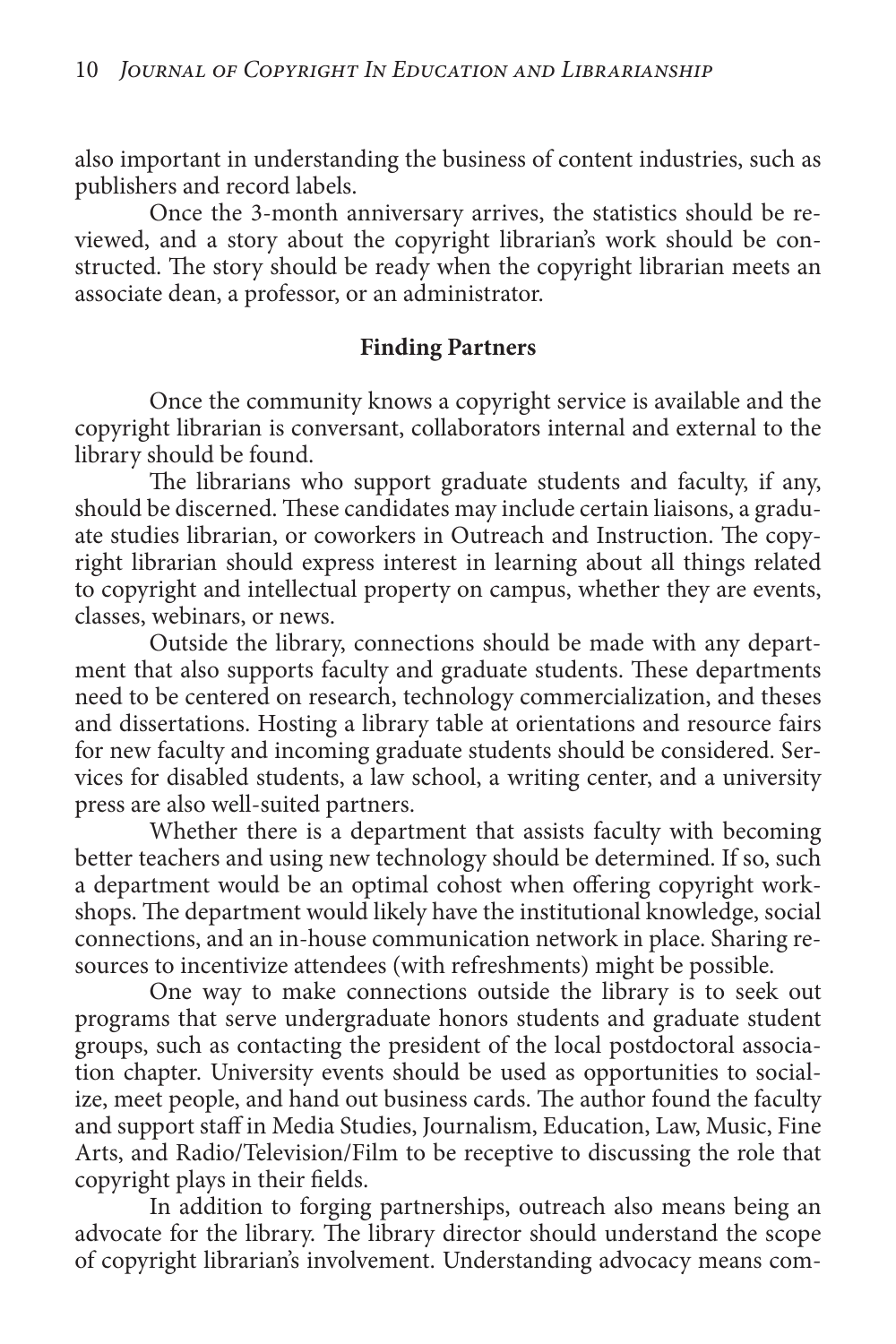also important in understanding the business of content industries, such as publishers and record labels.

Once the 3-month anniversary arrives, the statistics should be reviewed, and a story about the copyright librarian's work should be constructed. The story should be ready when the copyright librarian meets an associate dean, a professor, or an administrator.

## Finding Partners

Once the community knows a copyright service is available and the copyright librarian is conversant, collaborators internal and external to the library should be found.

The librarians who support graduate students and faculty, if any, should be discerned. These candidates may include certain liaisons, a graduate studies librarian, or coworkers in Outreach and Instruction. The copyright librarian should express interest in learning about all things related to copyright and intellectual property on campus, whether they are events, classes, webinars, or news.

Outside the library, connections should be made with any department that also supports faculty and graduate students. These departments need to be centered on research, technology commercialization, and theses and dissertations. Hosting a library table at orientations and resource fairs for new faculty and incoming graduate students should be considered. Services for disabled students, a law school, a writing center, and a university press are also well-suited partners.

Whether there is a department that assists faculty with becoming better teachers and using new technology should be determined. If so, such a department would be an optimal cohost when offering copyright workshops. The department would likely have the institutional knowledge, social connections, and an in-house communication network in place. Sharing resources to incentivize attendees (with refreshments) might be possible.

One way to make connections outside the library is to seek out programs that serve undergraduate honors students and graduate student groups, such as contacting the president of the local postdoctoral association chapter. University events should be used as opportunities to socialize, meet people, and hand out business cards. The author found the faculty and support staff in Media Studies, Journalism, Education, Law, Music, Fine Arts, and Radio/Television/Film to be receptive to discussing the role that copyright plays in their fields.

In addition to forging partnerships, outreach also means being an advocate for the library. The library director should understand the scope of copyright librarian's involvement. Understanding advocacy means com-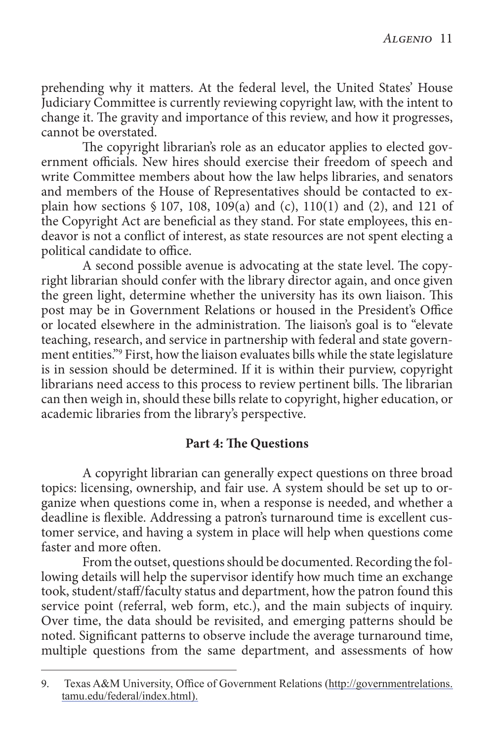prehending why it matters. At the federal level, the United States' House Judiciary Committee is currently reviewing copyright law, with the intent to change it. The gravity and importance of this review, and how it progresses, cannot be overstated.

The copyright librarian's role as an educator applies to elected government officials. New hires should exercise their freedom of speech and write Committee members about how the law helps libraries, and senators and members of the House of Representatives should be contacted to explain how sections § 107, 108, 109(a) and (c), 110(1) and (2), and 121 of the Copyright Act are beneficial as they stand. For state employees, this endeavor is not a conflict of interest, as state resources are not spent electing a political candidate to office.

A second possible avenue is advocating at the state level. The copyright librarian should confer with the library director again, and once given the green light, determine whether the university has its own liaison. This post may be in Government Relations or housed in the President's Office or located elsewhere in the administration. The liaison's goal is to "elevate teaching, research, and service in partnership with federal and state government entities."[9] First, how the liaison evaluates bills while the state legislature is in session should be determined. If it is within their purview, copyright librarians need access to this process to review pertinent bills. The librarian can then weigh in, should these bills relate to copyright, higher education, or academic libraries from the library's perspective.

### Part 4: The Questions

A copyright librarian can generally expect questions on three broad topics: licensing, ownership, and fair use. A system should be set up to organize when questions come in, when a response is needed, and whether a deadline is flexible. Addressing a patron's turnaround time is excellent customer service, and having a system in place will help when questions come faster and more often.

From the outset, questions should be documented. Recording the following details will help the supervisor identify how much time an exchange took, student/staff/faculty status and department, how the patron found this service point (referral, web form, etc.), and the main subjects of inquiry. Over time, the data should be revisited, and emerging patterns should be noted. Significant patterns to observe include the average turnaround time, multiple questions from the same department, and assessments of how

---

9. Texas A&M University, Office of Government Relations (http://governmentrelations.tamu.edu/federal/index.html).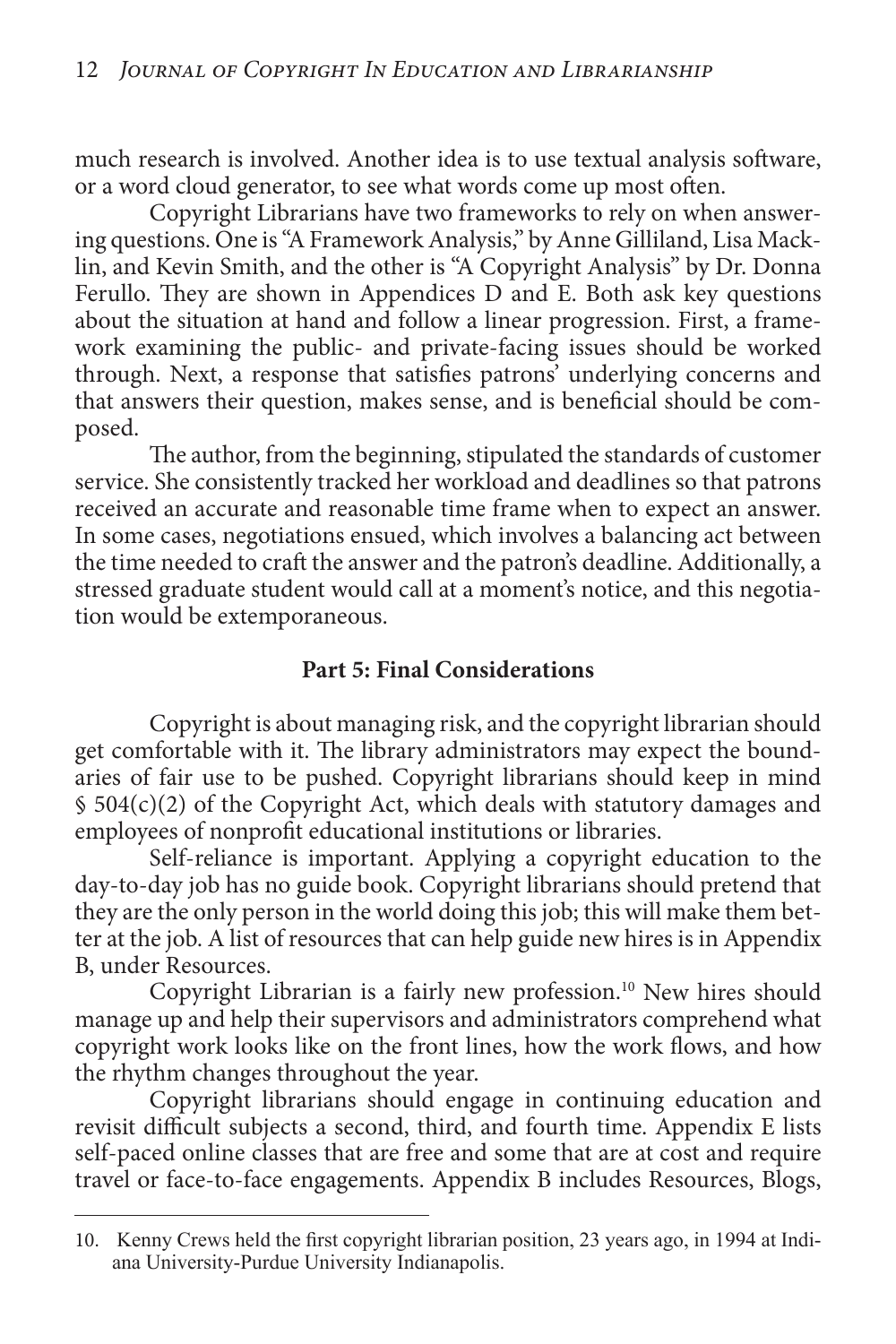much research is involved. Another idea is to use textual analysis software, or a word cloud generator, to see what words come up most often.

Copyright Librarians have two frameworks to rely on when answering questions. One is "A Framework Analysis," by Anne Gilliland, Lisa Macklin, and Kevin Smith, and the other is "A Copyright Analysis" by Dr. Donna Ferullo. They are shown in Appendices D and E. Both ask key questions about the situation at hand and follow a linear progression. First, a framework examining the public- and private-facing issues should be worked through. Next, a response that satisfies patrons' underlying concerns and that answers their question, makes sense, and is beneficial should be composed.

The author, from the beginning, stipulated the standards of customer service. She consistently tracked her workload and deadlines so that patrons received an accurate and reasonable time frame when to expect an answer. In some cases, negotiations ensued, which involves a balancing act between the time needed to craft the answer and the patron's deadline. Additionally, a stressed graduate student would call at a moment's notice, and this negotiation would be extemporaneous.

### Part 5: Final Considerations

Copyright is about managing risk, and the copyright librarian should get comfortable with it. The library administrators may expect the boundaries of fair use to be pushed. Copyright librarians should keep in mind § 504(c)(2) of the Copyright Act, which deals with statutory damages and employees of nonprofit educational institutions or libraries.

Self-reliance is important. Applying a copyright education to the day-to-day job has no guide book. Copyright librarians should pretend that they are the only person in the world doing this job; this will make them better at the job. A list of resources that can help guide new hires is in Appendix B, under Resources.

Copyright Librarian is a fairly new profession.[10] New hires should manage up and help their supervisors and administrators comprehend what copyright work looks like on the front lines, how the work flows, and how the rhythm changes throughout the year.

Copyright librarians should engage in continuing education and revisit difficult subjects a second, third, and fourth time. Appendix E lists self-paced online classes that are free and some that are at cost and require travel or face-to-face engagements. Appendix B includes Resources, Blogs,

---

10. Kenny Crews held the first copyright librarian position, 23 years ago, in 1994 at Indiana University-Purdue University Indianapolis.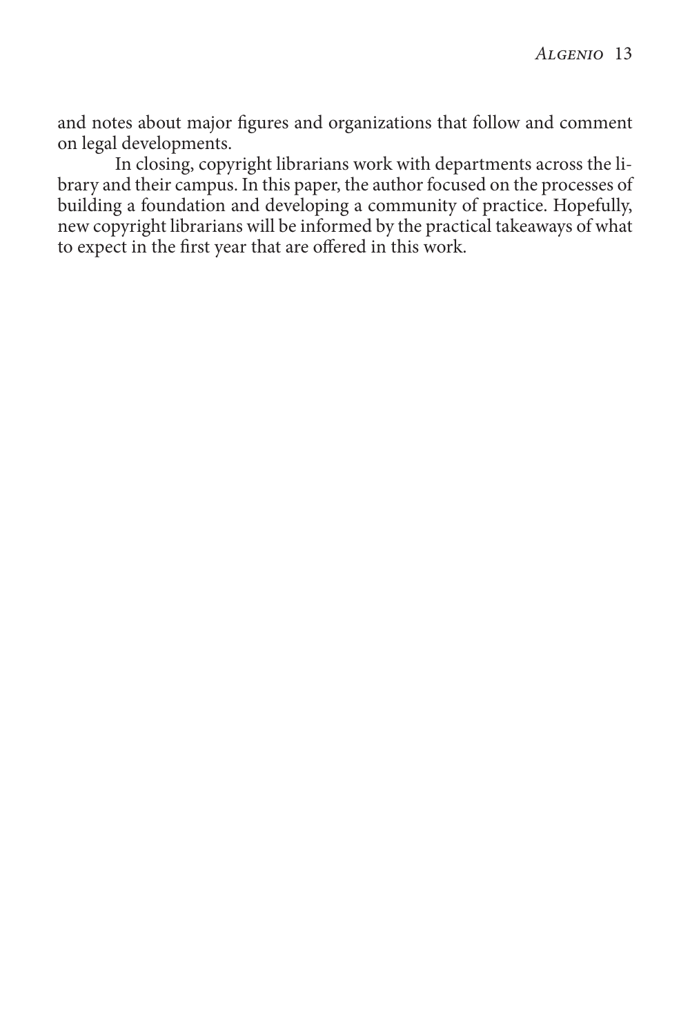and notes about major figures and organizations that follow and comment on legal developments.

In closing, copyright librarians work with departments across the library and their campus. In this paper, the author focused on the processes of building a foundation and developing a community of practice. Hopefully, new copyright librarians will be informed by the practical takeaways of what to expect in the first year that are offered in this work.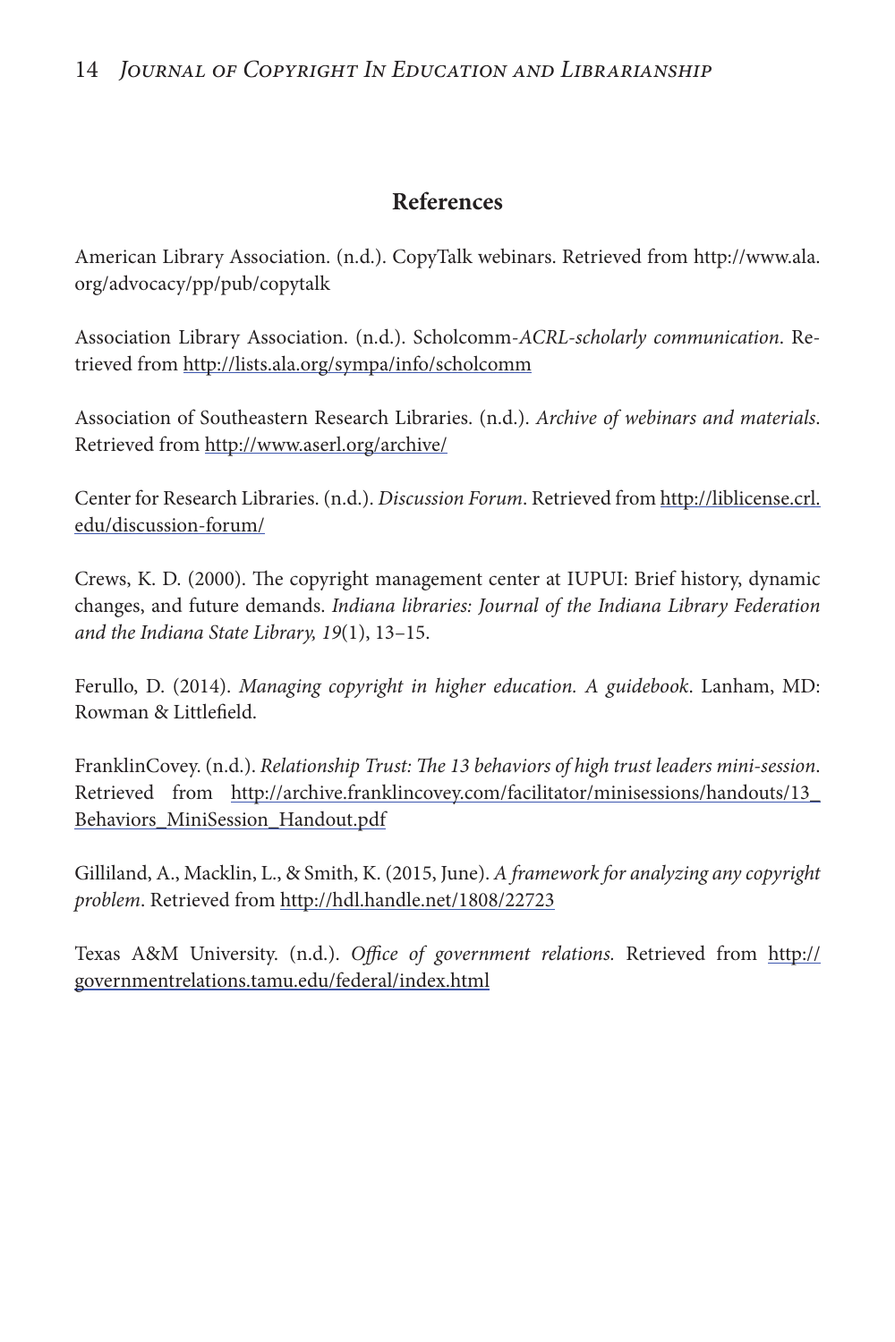## References

American Library Association. (n.d.). CopyTalk webinars. Retrieved from http://www.ala.org/advocacy/pp/pub/copytalk

Association Library Association. (n.d.). Scholcomm-*ACRL-scholarly communication*. Retrieved from http://lists.ala.org/sympa/info/scholcomm

Association of Southeastern Research Libraries. (n.d.). *Archive of webinars and materials*. Retrieved from http://www.aserl.org/archive/

Center for Research Libraries. (n.d.). *Discussion Forum*. Retrieved from http://liblicense.crl.edu/discussion-forum/

Crews, K. D. (2000). The copyright management center at IUPUI: Brief history, dynamic changes, and future demands. *Indiana libraries: Journal of the Indiana Library Federation and the Indiana State Library, 19*(1), 13–15.

Ferullo, D. (2014). *Managing copyright in higher education. A guidebook*. Lanham, MD: Rowman & Littlefield.

FranklinCovey. (n.d.). *Relationship Trust: The 13 behaviors of high trust leaders mini-session*. Retrieved from http://archive.franklincovey.com/facilitator/minisessions/handouts/13_Behaviors_MiniSession_Handout.pdf

Gilliland, A., Macklin, L., & Smith, K. (2015, June). *A framework for analyzing any copyright problem*. Retrieved from http://hdl.handle.net/1808/22723

Texas A&M University. (n.d.). *Office of government relations.* Retrieved from http://governmentrelations.tamu.edu/federal/index.html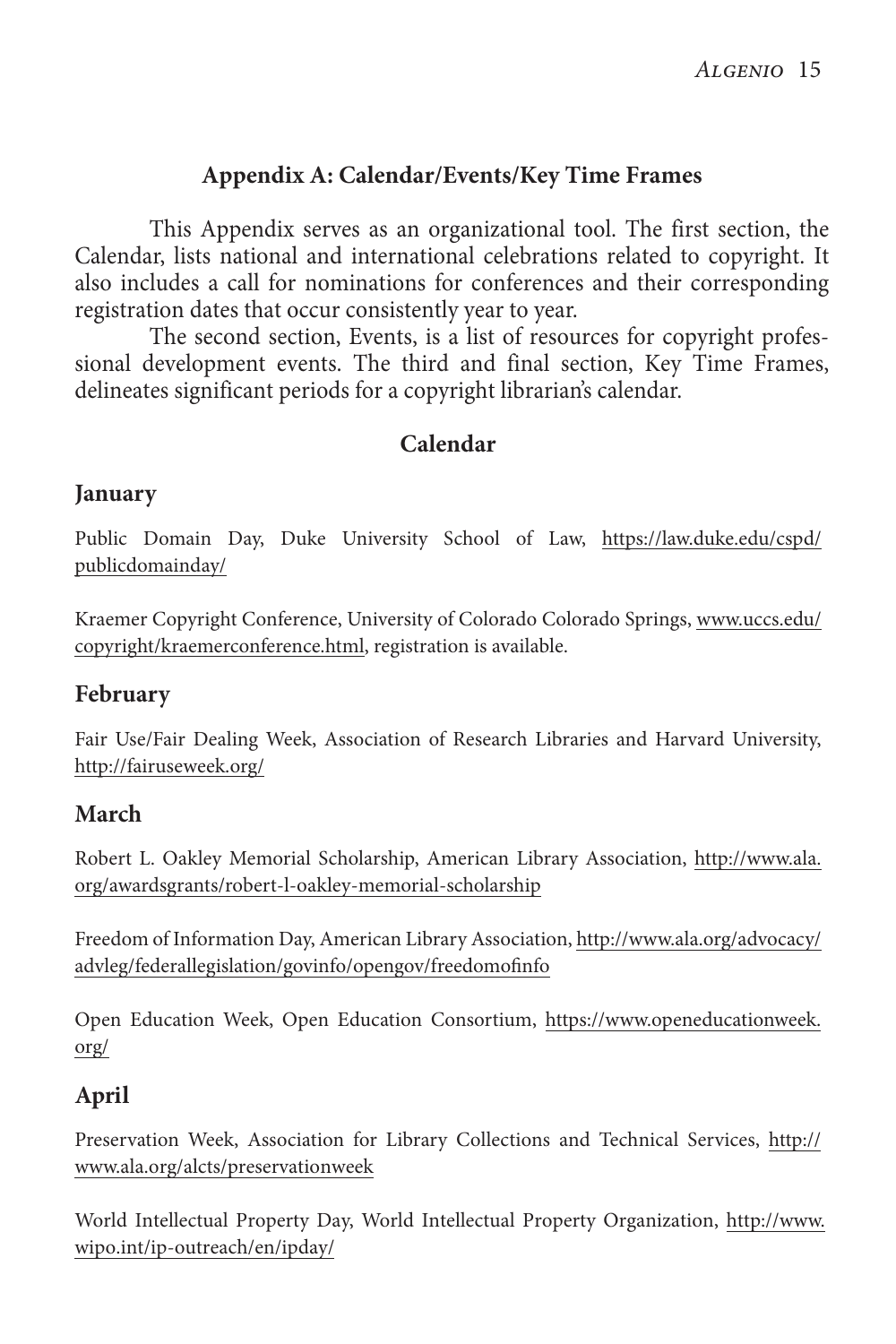## Appendix A: Calendar/Events/Key Time Frames

This Appendix serves as an organizational tool. The first section, the Calendar, lists national and international celebrations related to copyright. It also includes a call for nominations for conferences and their corresponding registration dates that occur consistently year to year.

The second section, Events, is a list of resources for copyright professional development events. The third and final section, Key Time Frames, delineates significant periods for a copyright librarian's calendar.

### Calendar

#### January

Public Domain Day, Duke University School of Law, https://law.duke.edu/cspd/publicdomainday/

Kraemer Copyright Conference, University of Colorado Colorado Springs, www.uccs.edu/copyright/kraemerconference.html, registration is available.

#### February

Fair Use/Fair Dealing Week, Association of Research Libraries and Harvard University, http://fairuseweek.org/

#### March

Robert L. Oakley Memorial Scholarship, American Library Association, http://www.ala.org/awardsgrants/robert-l-oakley-memorial-scholarship

Freedom of Information Day, American Library Association, http://www.ala.org/advocacy/advleg/federallegislation/govinfo/opengov/freedomofinfo

Open Education Week, Open Education Consortium, https://www.openeducationweek.org/

#### April

Preservation Week, Association for Library Collections and Technical Services, http://www.ala.org/alcts/preservationweek

World Intellectual Property Day, World Intellectual Property Organization, http://www.wipo.int/ip-outreach/en/ipday/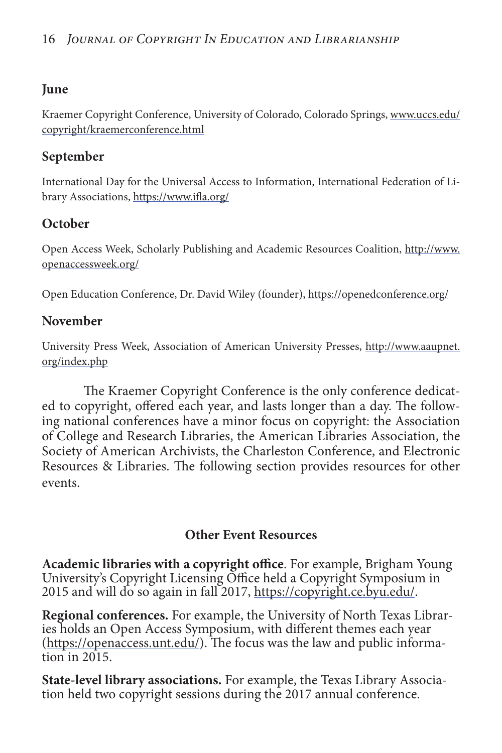### June

Kraemer Copyright Conference, University of Colorado, Colorado Springs, www.uccs.edu/copyright/kraemerconference.html

### September

International Day for the Universal Access to Information, International Federation of Library Associations, https://www.ifla.org/

### October

Open Access Week, Scholarly Publishing and Academic Resources Coalition, http://www.openaccessweek.org/

Open Education Conference, Dr. David Wiley (founder), https://openedconference.org/

### November

University Press Week, Association of American University Presses, http://www.aaupnet.org/index.php

The Kraemer Copyright Conference is the only conference dedicated to copyright, offered each year, and lasts longer than a day. The following national conferences have a minor focus on copyright: the Association of College and Research Libraries, the American Libraries Association, the Society of American Archivists, the Charleston Conference, and Electronic Resources & Libraries. The following section provides resources for other events.

## Other Event Resources

**Academic libraries with a copyright office**. For example, Brigham Young University's Copyright Licensing Office held a Copyright Symposium in 2015 and will do so again in fall 2017, https://copyright.ce.byu.edu/.

**Regional conferences.** For example, the University of North Texas Libraries holds an Open Access Symposium, with different themes each year (https://openaccess.unt.edu/). The focus was the law and public information in 2015.

**State-level library associations.** For example, the Texas Library Association held two copyright sessions during the 2017 annual conference.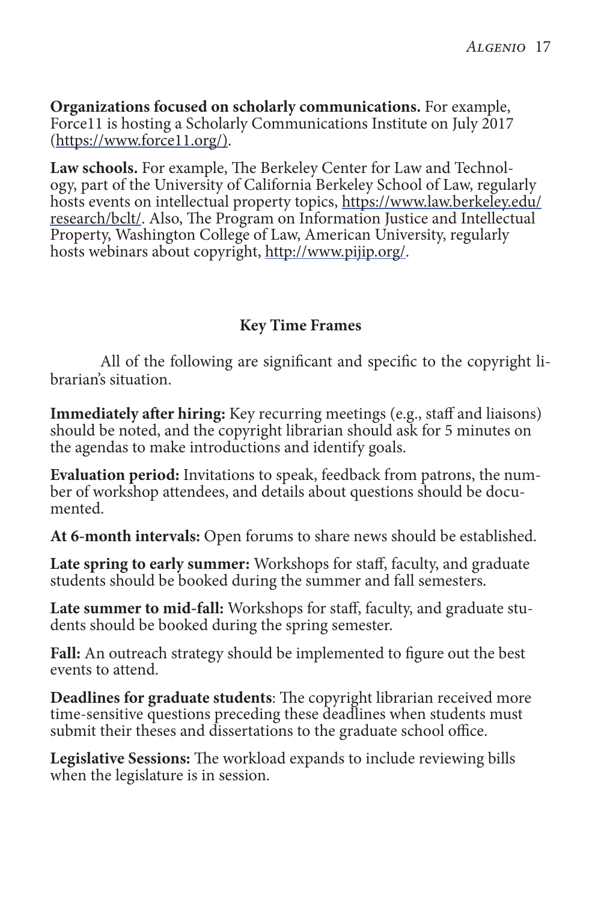**Organizations focused on scholarly communications.** For example, Force11 is hosting a Scholarly Communications Institute on July 2017 (https://www.force11.org/).

**Law schools.** For example, The Berkeley Center for Law and Technology, part of the University of California Berkeley School of Law, regularly hosts events on intellectual property topics, https://www.law.berkeley.edu/research/bclt/. Also, The Program on Information Justice and Intellectual Property, Washington College of Law, American University, regularly hosts webinars about copyright, http://www.pijip.org/.

## Key Time Frames

All of the following are significant and specific to the copyright librarian's situation.

**Immediately after hiring:** Key recurring meetings (e.g., staff and liaisons) should be noted, and the copyright librarian should ask for 5 minutes on the agendas to make introductions and identify goals.

**Evaluation period:** Invitations to speak, feedback from patrons, the number of workshop attendees, and details about questions should be documented.

**At 6-month intervals:** Open forums to share news should be established.

**Late spring to early summer:** Workshops for staff, faculty, and graduate students should be booked during the summer and fall semesters.

**Late summer to mid-fall:** Workshops for staff, faculty, and graduate students should be booked during the spring semester.

**Fall:** An outreach strategy should be implemented to figure out the best events to attend.

**Deadlines for graduate students**: The copyright librarian received more time-sensitive questions preceding these deadlines when students must submit their theses and dissertations to the graduate school office.

**Legislative Sessions:** The workload expands to include reviewing bills when the legislature is in session.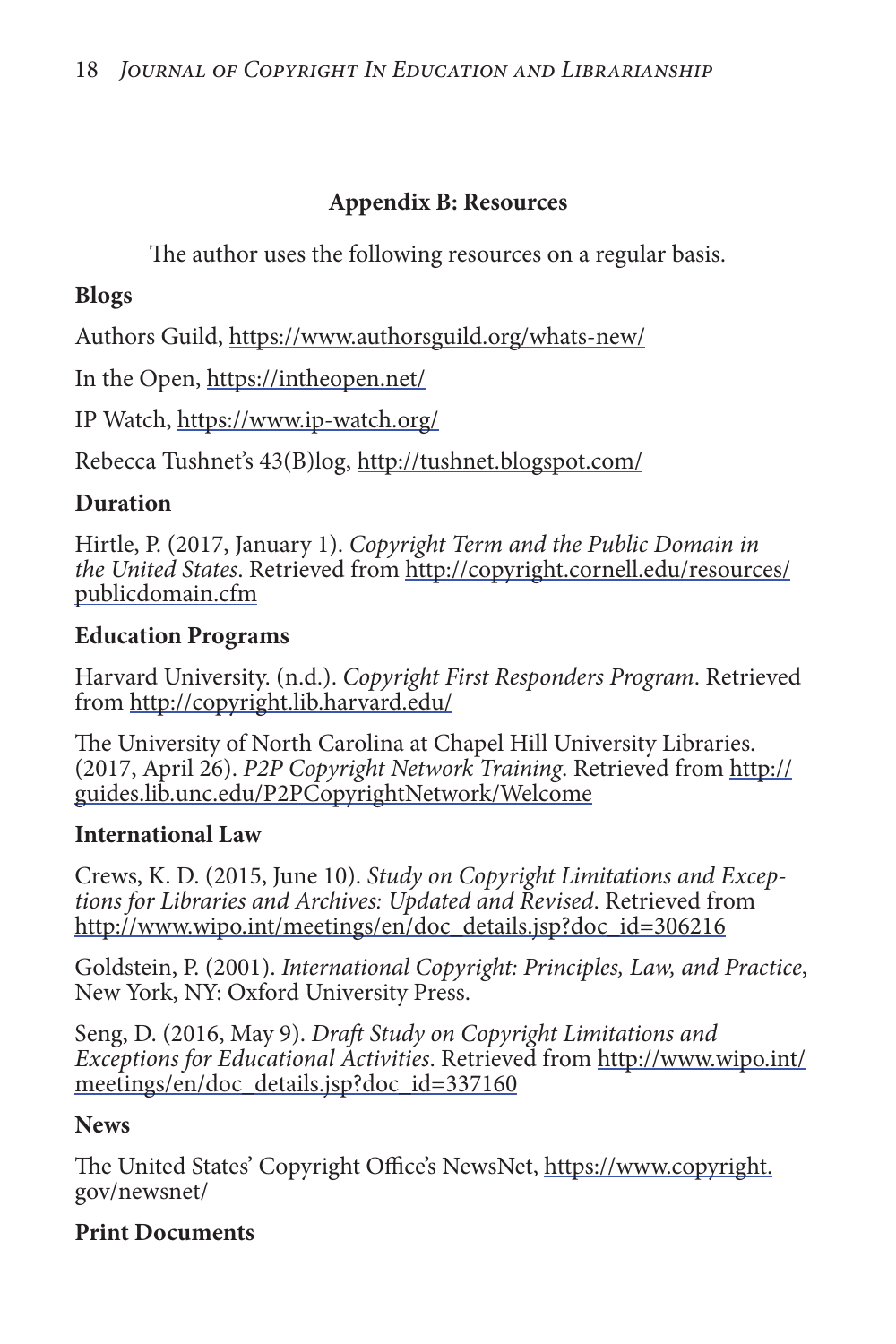## Appendix B: Resources

The author uses the following resources on a regular basis.

### Blogs

Authors Guild, https://www.authorsguild.org/whats-new/

In the Open, https://intheopen.net/

IP Watch, https://www.ip-watch.org/

Rebecca Tushnet's 43(B)log, http://tushnet.blogspot.com/

### Duration

Hirtle, P. (2017, January 1). *Copyright Term and the Public Domain in the United States*. Retrieved from http://copyright.cornell.edu/resources/publicdomain.cfm

### Education Programs

Harvard University. (n.d.). *Copyright First Responders Program*. Retrieved from http://copyright.lib.harvard.edu/

The University of North Carolina at Chapel Hill University Libraries. (2017, April 26). *P2P Copyright Network Training*. Retrieved from http://guides.lib.unc.edu/P2PCopyrightNetwork/Welcome

### International Law

Crews, K. D. (2015, June 10). *Study on Copyright Limitations and Exceptions for Libraries and Archives: Updated and Revised*. Retrieved from http://www.wipo.int/meetings/en/doc_details.jsp?doc_id=306216

Goldstein, P. (2001). *International Copyright: Principles, Law, and Practice*, New York, NY: Oxford University Press.

Seng, D. (2016, May 9). *Draft Study on Copyright Limitations and Exceptions for Educational Activities*. Retrieved from http://www.wipo.int/meetings/en/doc_details.jsp?doc_id=337160

### News

The United States' Copyright Office's NewsNet, https://www.copyright.gov/newsnet/

### Print Documents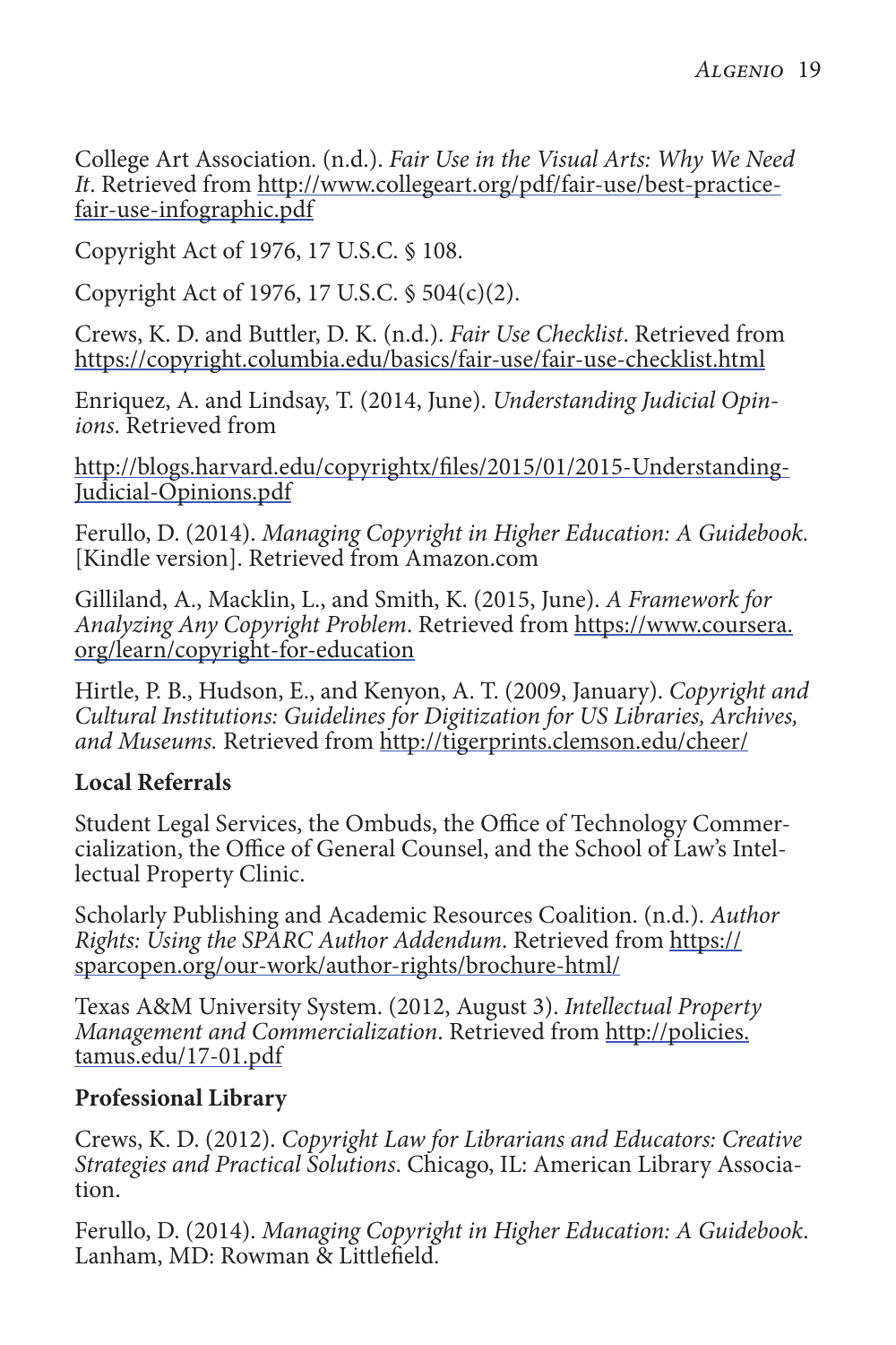College Art Association. (n.d.). *Fair Use in the Visual Arts: Why We Need It*. Retrieved from http://www.collegeart.org/pdf/fair-use/best-practice-fair-use-infographic.pdf

Copyright Act of 1976, 17 U.S.C. § 108.

Copyright Act of 1976, 17 U.S.C. § 504(c)(2).

Crews, K. D. and Buttler, D. K. (n.d.). *Fair Use Checklist*. Retrieved from https://copyright.columbia.edu/basics/fair-use/fair-use-checklist.html

Enriquez, A. and Lindsay, T. (2014, June). *Understanding Judicial Opinions*. Retrieved from

http://blogs.harvard.edu/copyrightx/files/2015/01/2015-Understanding-Judicial-Opinions.pdf

Ferullo, D. (2014). *Managing Copyright in Higher Education: A Guidebook.* [Kindle version]. Retrieved from Amazon.com

Gilliland, A., Macklin, L., and Smith, K. (2015, June). *A Framework for Analyzing Any Copyright Problem*. Retrieved from https://www.coursera.org/learn/copyright-for-education

Hirtle, P. B., Hudson, E., and Kenyon, A. T. (2009, January). *Copyright and Cultural Institutions: Guidelines for Digitization for US Libraries, Archives, and Museums.* Retrieved from http://tigerprints.clemson.edu/cheer/

**Local Referrals**

Student Legal Services, the Ombuds, the Office of Technology Commercialization, the Office of General Counsel, and the School of Law's Intellectual Property Clinic.

Scholarly Publishing and Academic Resources Coalition. (n.d.). *Author Rights: Using the SPARC Author Addendum*. Retrieved from https://sparcopen.org/our-work/author-rights/brochure-html/

Texas A&M University System. (2012, August 3). *Intellectual Property Management and Commercialization*. Retrieved from http://policies.tamus.edu/17-01.pdf

**Professional Library**

Crews, K. D. (2012). *Copyright Law for Librarians and Educators: Creative Strategies and Practical Solutions*. Chicago, IL: American Library Association.

Ferullo, D. (2014). *Managing Copyright in Higher Education: A Guidebook*. Lanham, MD: Rowman & Littlefield.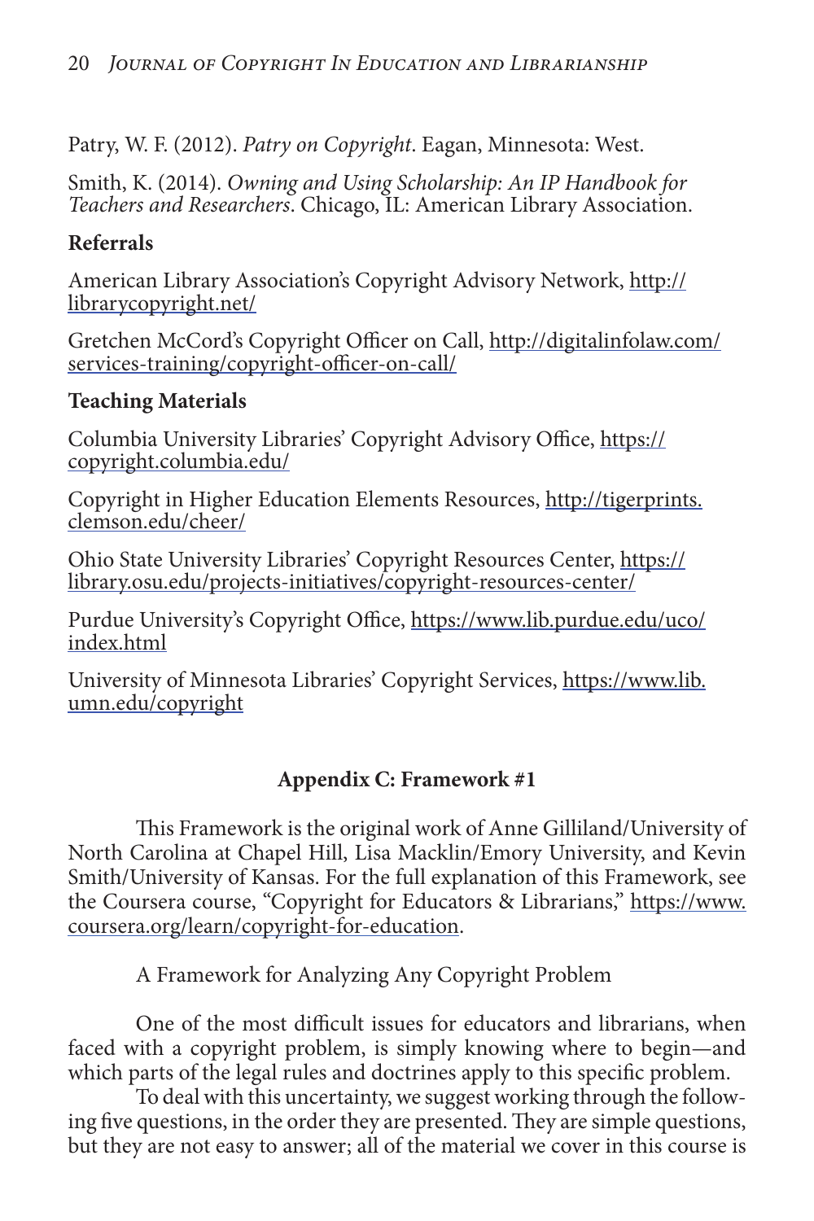Patry, W. F. (2012). *Patry on Copyright*. Eagan, Minnesota: West.

Smith, K. (2014). *Owning and Using Scholarship: An IP Handbook for Teachers and Researchers*. Chicago, IL: American Library Association.

**Referrals**

American Library Association's Copyright Advisory Network, http://librarycopyright.net/

Gretchen McCord's Copyright Officer on Call, http://digitalinfolaw.com/services-training/copyright-officer-on-call/

**Teaching Materials**

Columbia University Libraries' Copyright Advisory Office, https://copyright.columbia.edu/

Copyright in Higher Education Elements Resources, http://tigerprints.clemson.edu/cheer/

Ohio State University Libraries' Copyright Resources Center, https://library.osu.edu/projects-initiatives/copyright-resources-center/

Purdue University's Copyright Office, https://www.lib.purdue.edu/uco/index.html

University of Minnesota Libraries' Copyright Services, https://www.lib.umn.edu/copyright

## Appendix C: Framework #1

This Framework is the original work of Anne Gilliland/University of North Carolina at Chapel Hill, Lisa Macklin/Emory University, and Kevin Smith/University of Kansas. For the full explanation of this Framework, see the Coursera course, "Copyright for Educators & Librarians," https://www.coursera.org/learn/copyright-for-education.

A Framework for Analyzing Any Copyright Problem

One of the most difficult issues for educators and librarians, when faced with a copyright problem, is simply knowing where to begin—and which parts of the legal rules and doctrines apply to this specific problem.

To deal with this uncertainty, we suggest working through the following five questions, in the order they are presented. They are simple questions, but they are not easy to answer; all of the material we cover in this course is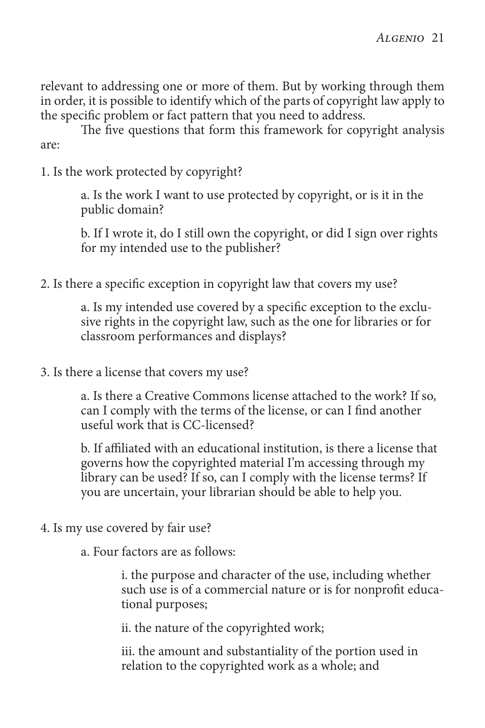relevant to addressing one or more of them. But by working through them in order, it is possible to identify which of the parts of copyright law apply to the specific problem or fact pattern that you need to address.

The five questions that form this framework for copyright analysis are:

1. Is the work protected by copyright?

    a. Is the work I want to use protected by copyright, or is it in the public domain?

    b. If I wrote it, do I still own the copyright, or did I sign over rights for my intended use to the publisher?

2. Is there a specific exception in copyright law that covers my use?

    a. Is my intended use covered by a specific exception to the exclusive rights in the copyright law, such as the one for libraries or for classroom performances and displays?

3. Is there a license that covers my use?

    a. Is there a Creative Commons license attached to the work? If so, can I comply with the terms of the license, or can I find another useful work that is CC-licensed?

    b. If affiliated with an educational institution, is there a license that governs how the copyrighted material I'm accessing through my library can be used? If so, can I comply with the license terms? If you are uncertain, your librarian should be able to help you.

4. Is my use covered by fair use?

    a. Four factors are as follows:

        i. the purpose and character of the use, including whether such use is of a commercial nature or is for nonprofit educational purposes;

        ii. the nature of the copyrighted work;

        iii. the amount and substantiality of the portion used in relation to the copyrighted work as a whole; and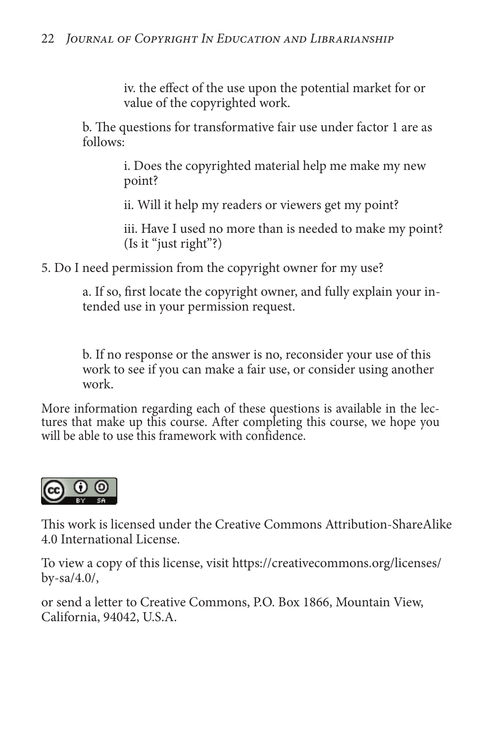iv. the effect of the use upon the potential market for or value of the copyrighted work.

b. The questions for transformative fair use under factor 1 are as follows:

i. Does the copyrighted material help me make my new point?

ii. Will it help my readers or viewers get my point?

iii. Have I used no more than is needed to make my point? (Is it "just right"?)

5. Do I need permission from the copyright owner for my use?

a. If so, first locate the copyright owner, and fully explain your intended use in your permission request.

b. If no response or the answer is no, reconsider your use of this work to see if you can make a fair use, or consider using another work.

More information regarding each of these questions is available in the lectures that make up this course. After completing this course, we hope you will be able to use this framework with confidence.

This work is licensed under the Creative Commons Attribution-ShareAlike 4.0 International License.

To view a copy of this license, visit https://creativecommons.org/licenses/by-sa/4.0/,

or send a letter to Creative Commons, P.O. Box 1866, Mountain View, California, 94042, U.S.A.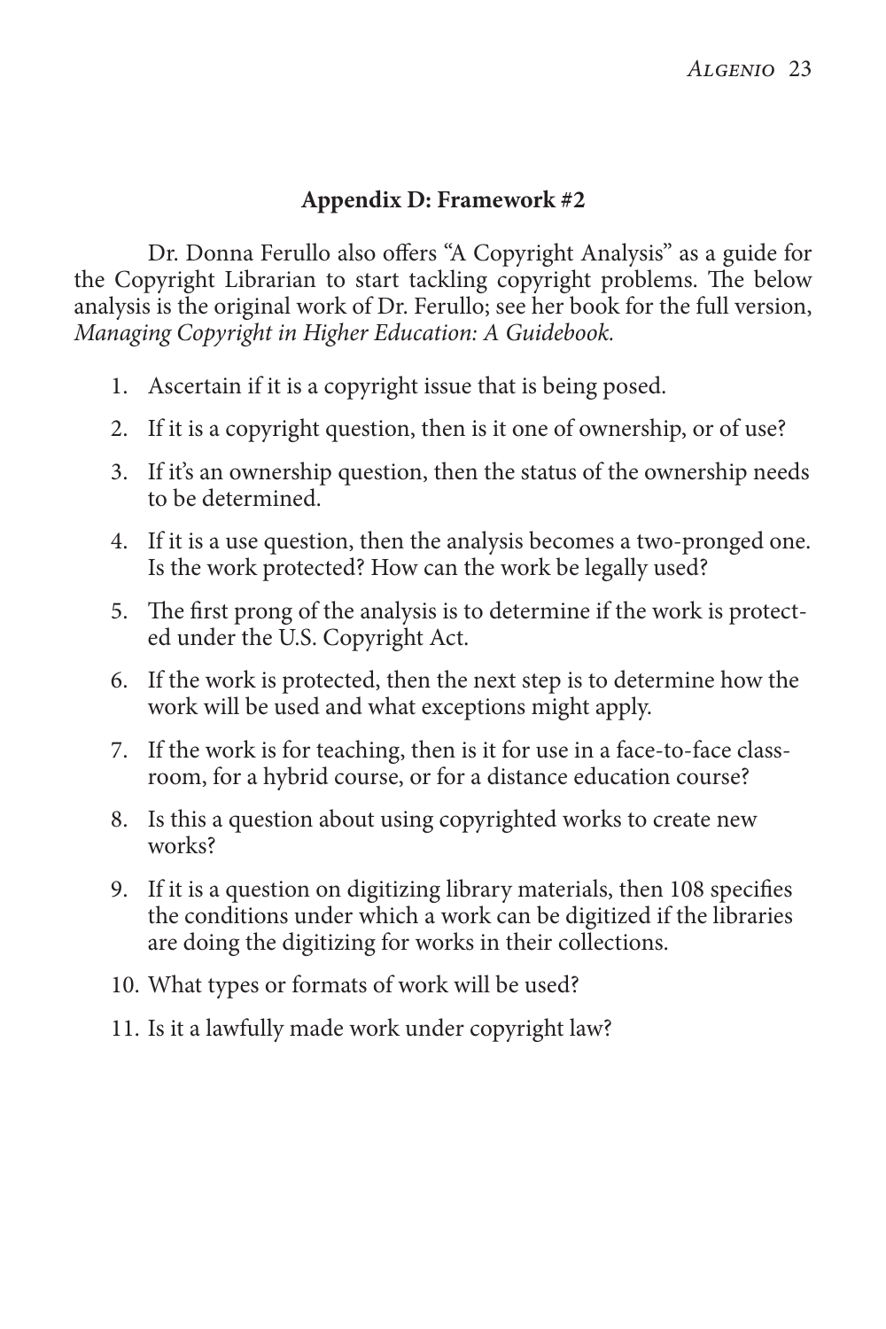## Appendix D: Framework #2

Dr. Donna Ferullo also offers "A Copyright Analysis" as a guide for the Copyright Librarian to start tackling copyright problems. The below analysis is the original work of Dr. Ferullo; see her book for the full version, *Managing Copyright in Higher Education: A Guidebook*.

1. Ascertain if it is a copyright issue that is being posed.
2. If it is a copyright question, then is it one of ownership, or of use?
3. If it's an ownership question, then the status of the ownership needs to be determined.
4. If it is a use question, then the analysis becomes a two-pronged one. Is the work protected? How can the work be legally used?
5. The first prong of the analysis is to determine if the work is protected under the U.S. Copyright Act.
6. If the work is protected, then the next step is to determine how the work will be used and what exceptions might apply.
7. If the work is for teaching, then is it for use in a face-to-face classroom, for a hybrid course, or for a distance education course?
8. Is this a question about using copyrighted works to create new works?
9. If it is a question on digitizing library materials, then 108 specifies the conditions under which a work can be digitized if the libraries are doing the digitizing for works in their collections.
10. What types or formats of work will be used?
11. Is it a lawfully made work under copyright law?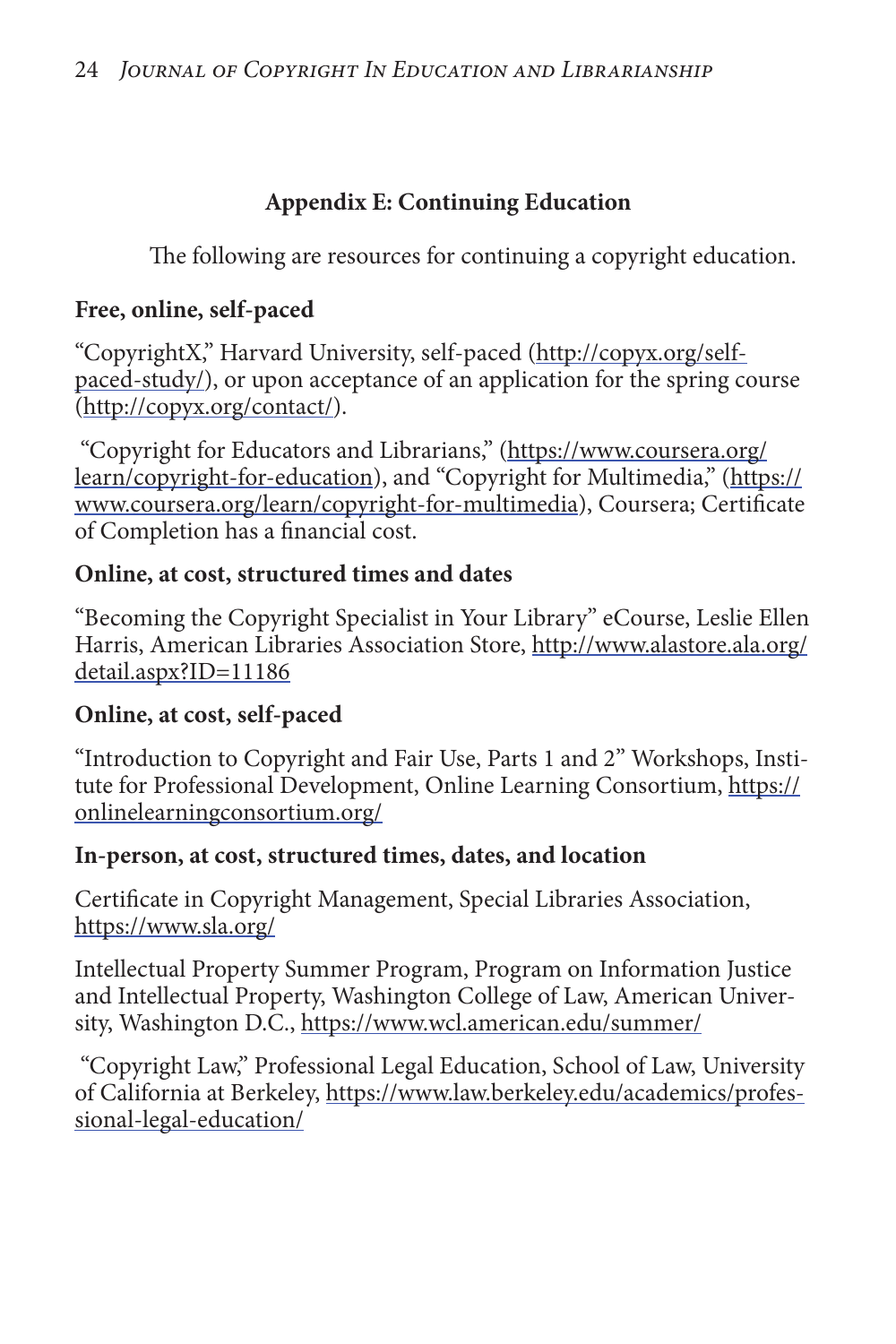## Appendix E: Continuing Education

The following are resources for continuing a copyright education.

**Free, online, self-paced**

"CopyrightX," Harvard University, self-paced (http://copyx.org/self-paced-study/), or upon acceptance of an application for the spring course (http://copyx.org/contact/).

"Copyright for Educators and Librarians," (https://www.coursera.org/learn/copyright-for-education), and "Copyright for Multimedia," (https://www.coursera.org/learn/copyright-for-multimedia), Coursera; Certificate of Completion has a financial cost.

**Online, at cost, structured times and dates**

"Becoming the Copyright Specialist in Your Library" eCourse, Leslie Ellen Harris, American Libraries Association Store, http://www.alastore.ala.org/detail.aspx?ID=11186

**Online, at cost, self-paced**

"Introduction to Copyright and Fair Use, Parts 1 and 2" Workshops, Institute for Professional Development, Online Learning Consortium, https://onlinelearningconsortium.org/

**In-person, at cost, structured times, dates, and location**

Certificate in Copyright Management, Special Libraries Association, https://www.sla.org/

Intellectual Property Summer Program, Program on Information Justice and Intellectual Property, Washington College of Law, American University, Washington D.C., https://www.wcl.american.edu/summer/

"Copyright Law," Professional Legal Education, School of Law, University of California at Berkeley, https://www.law.berkeley.edu/academics/professional-legal-education/